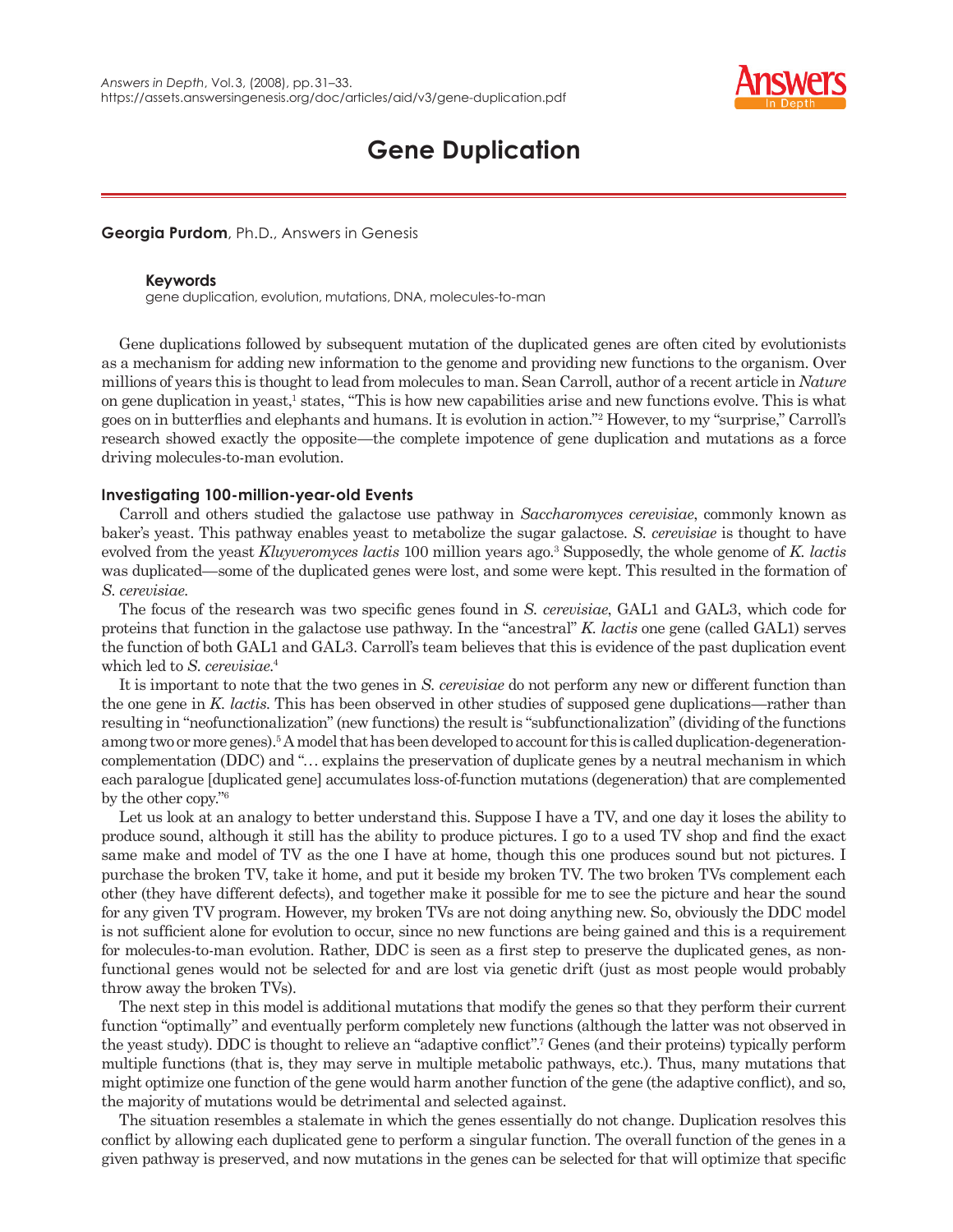# Gene Duplication

**Georgia Purdom**, Ph.D., Answers in Genesis

**Keywords**
gene duplication, evolution, mutations, DNA, molecules-to-man

Gene duplications followed by subsequent mutation of the duplicated genes are often cited by evolutionists as a mechanism for adding new information to the genome and providing new functions to the organism. Over millions of years this is thought to lead from molecules to man. Sean Carroll, author of a recent article in *Nature* on gene duplication in yeast,[1] states, "This is how new capabilities arise and new functions evolve. This is what goes on in butterflies and elephants and humans. It is evolution in action."[2] However, to my "surprise," Carroll's research showed exactly the opposite—the complete impotence of gene duplication and mutations as a force driving molecules-to-man evolution.

### Investigating 100-million-year-old Events

Carroll and others studied the galactose use pathway in *Saccharomyces cerevisiae*, commonly known as baker's yeast. This pathway enables yeast to metabolize the sugar galactose. *S. cerevisiae* is thought to have evolved from the yeast *Kluyveromyces lactis* 100 million years ago.[3] Supposedly, the whole genome of *K. lactis* was duplicated—some of the duplicated genes were lost, and some were kept. This resulted in the formation of *S. cerevisiae*.

The focus of the research was two specific genes found in *S. cerevisiae*, GAL1 and GAL3, which code for proteins that function in the galactose use pathway. In the "ancestral" *K. lactis* one gene (called GAL1) serves the function of both GAL1 and GAL3. Carroll's team believes that this is evidence of the past duplication event which led to *S. cerevisiae*.[4]

It is important to note that the two genes in *S. cerevisiae* do not perform any new or different function than the one gene in *K. lactis*. This has been observed in other studies of supposed gene duplications—rather than resulting in "neofunctionalization" (new functions) the result is "subfunctionalization" (dividing of the functions among two or more genes).[5] A model that has been developed to account for this is called duplication-degeneration-complementation (DDC) and "… explains the preservation of duplicate genes by a neutral mechanism in which each paralogue [duplicated gene] accumulates loss-of-function mutations (degeneration) that are complemented by the other copy."[6]

Let us look at an analogy to better understand this. Suppose I have a TV, and one day it loses the ability to produce sound, although it still has the ability to produce pictures. I go to a used TV shop and find the exact same make and model of TV as the one I have at home, though this one produces sound but not pictures. I purchase the broken TV, take it home, and put it beside my broken TV. The two broken TVs complement each other (they have different defects), and together make it possible for me to see the picture and hear the sound for any given TV program. However, my broken TVs are not doing anything new. So, obviously the DDC model is not sufficient alone for evolution to occur, since no new functions are being gained and this is a requirement for molecules-to-man evolution. Rather, DDC is seen as a first step to preserve the duplicated genes, as non-functional genes would not be selected for and are lost via genetic drift (just as most people would probably throw away the broken TVs).

The next step in this model is additional mutations that modify the genes so that they perform their current function "optimally" and eventually perform completely new functions (although the latter was not observed in the yeast study). DDC is thought to relieve an "adaptive conflict".[7] Genes (and their proteins) typically perform multiple functions (that is, they may serve in multiple metabolic pathways, etc.). Thus, many mutations that might optimize one function of the gene would harm another function of the gene (the adaptive conflict), and so, the majority of mutations would be detrimental and selected against.

The situation resembles a stalemate in which the genes essentially do not change. Duplication resolves this conflict by allowing each duplicated gene to perform a singular function. The overall function of the genes in a given pathway is preserved, and now mutations in the genes can be selected for that will optimize that specific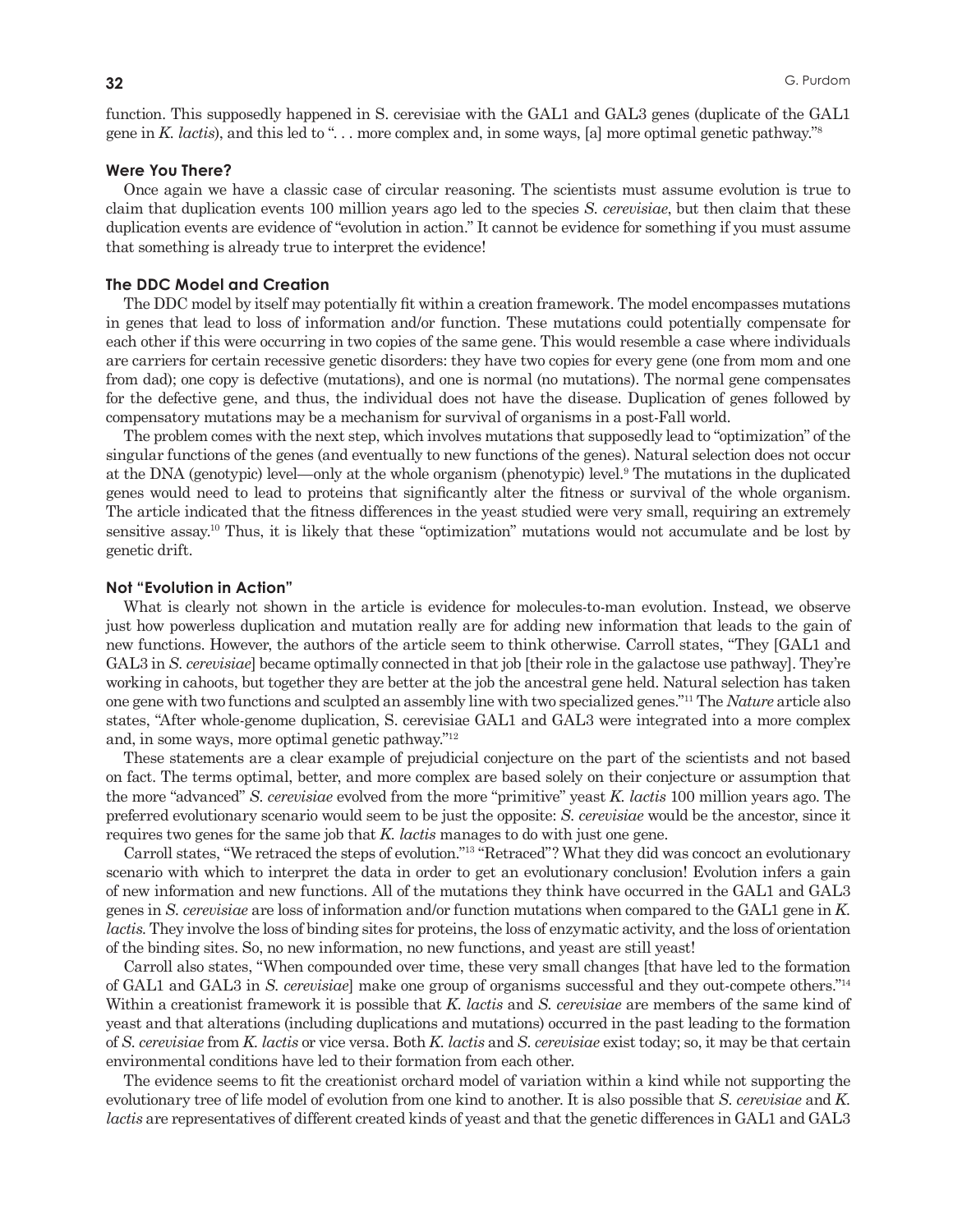function. This supposedly happened in S. cerevisiae with the GAL1 and GAL3 genes (duplicate of the GAL1 gene in *K. lactis*), and this led to ". . . more complex and, in some ways, [a] more optimal genetic pathway."[8]

### Were You There?

Once again we have a classic case of circular reasoning. The scientists must assume evolution is true to claim that duplication events 100 million years ago led to the species *S. cerevisiae*, but then claim that these duplication events are evidence of "evolution in action." It cannot be evidence for something if you must assume that something is already true to interpret the evidence!

### The DDC Model and Creation

The DDC model by itself may potentially fit within a creation framework. The model encompasses mutations in genes that lead to loss of information and/or function. These mutations could potentially compensate for each other if this were occurring in two copies of the same gene. This would resemble a case where individuals are carriers for certain recessive genetic disorders: they have two copies for every gene (one from mom and one from dad); one copy is defective (mutations), and one is normal (no mutations). The normal gene compensates for the defective gene, and thus, the individual does not have the disease. Duplication of genes followed by compensatory mutations may be a mechanism for survival of organisms in a post-Fall world.

The problem comes with the next step, which involves mutations that supposedly lead to "optimization" of the singular functions of the genes (and eventually to new functions of the genes). Natural selection does not occur at the DNA (genotypic) level—only at the whole organism (phenotypic) level.[9] The mutations in the duplicated genes would need to lead to proteins that significantly alter the fitness or survival of the whole organism. The article indicated that the fitness differences in the yeast studied were very small, requiring an extremely sensitive assay.[10] Thus, it is likely that these "optimization" mutations would not accumulate and be lost by genetic drift.

### Not "Evolution in Action"

What is clearly not shown in the article is evidence for molecules-to-man evolution. Instead, we observe just how powerless duplication and mutation really are for adding new information that leads to the gain of new functions. However, the authors of the article seem to think otherwise. Carroll states, "They [GAL1 and GAL3 in *S. cerevisiae*] became optimally connected in that job [their role in the galactose use pathway]. They're working in cahoots, but together they are better at the job the ancestral gene held. Natural selection has taken one gene with two functions and sculpted an assembly line with two specialized genes."[11] The *Nature* article also states, "After whole-genome duplication, S. cerevisiae GAL1 and GAL3 were integrated into a more complex and, in some ways, more optimal genetic pathway."[12]

These statements are a clear example of prejudicial conjecture on the part of the scientists and not based on fact. The terms optimal, better, and more complex are based solely on their conjecture or assumption that the more "advanced" *S. cerevisiae* evolved from the more "primitive" yeast *K. lactis* 100 million years ago. The preferred evolutionary scenario would seem to be just the opposite: *S. cerevisiae* would be the ancestor, since it requires two genes for the same job that *K. lactis* manages to do with just one gene.

Carroll states, "We retraced the steps of evolution."[13] "Retraced"? What they did was concoct an evolutionary scenario with which to interpret the data in order to get an evolutionary conclusion! Evolution infers a gain of new information and new functions. All of the mutations they think have occurred in the GAL1 and GAL3 genes in *S. cerevisiae* are loss of information and/or function mutations when compared to the GAL1 gene in *K. lactis*. They involve the loss of binding sites for proteins, the loss of enzymatic activity, and the loss of orientation of the binding sites. So, no new information, no new functions, and yeast are still yeast!

Carroll also states, "When compounded over time, these very small changes [that have led to the formation of GAL1 and GAL3 in *S. cerevisiae*] make one group of organisms successful and they out-compete others."[14] Within a creationist framework it is possible that *K. lactis* and *S. cerevisiae* are members of the same kind of yeast and that alterations (including duplications and mutations) occurred in the past leading to the formation of *S. cerevisiae* from *K. lactis* or vice versa. Both *K. lactis* and *S. cerevisiae* exist today; so, it may be that certain environmental conditions have led to their formation from each other.

The evidence seems to fit the creationist orchard model of variation within a kind while not supporting the evolutionary tree of life model of evolution from one kind to another. It is also possible that *S. cerevisiae* and *K. lactis* are representatives of different created kinds of yeast and that the genetic differences in GAL1 and GAL3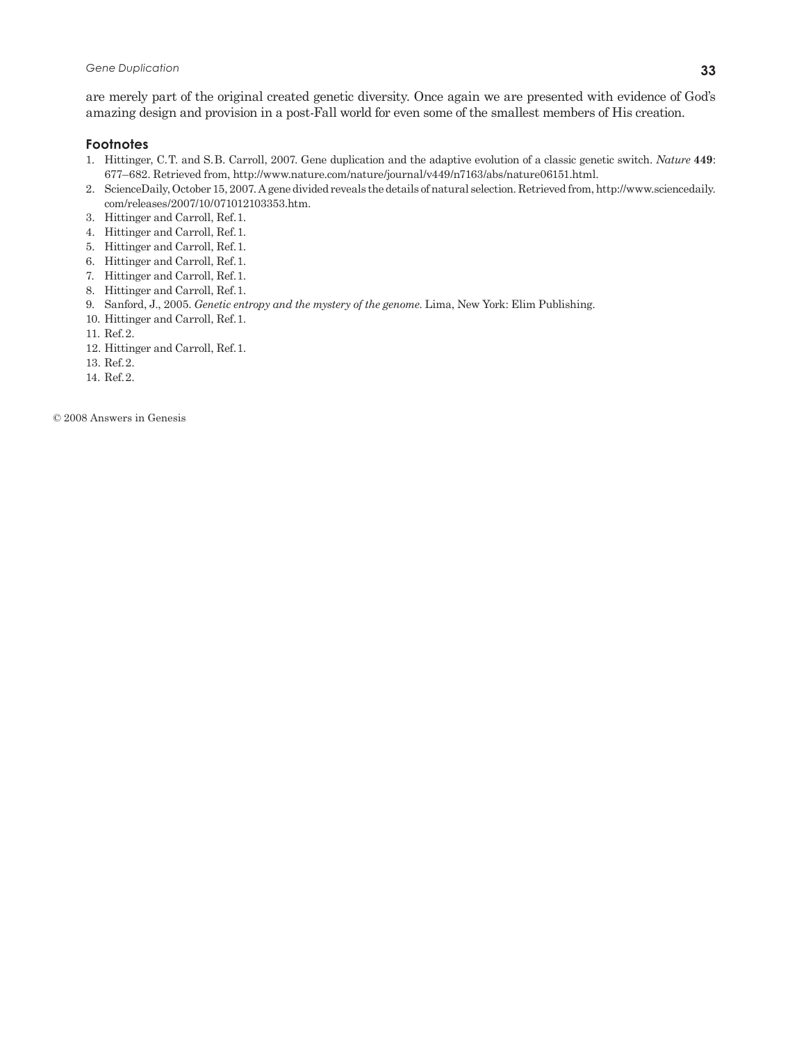are merely part of the original created genetic diversity. Once again we are presented with evidence of God's amazing design and provision in a post-Fall world for even some of the smallest members of His creation.

### Footnotes

1. Hittinger, C.T. and S.B. Carroll, 2007. Gene duplication and the adaptive evolution of a classic genetic switch. *Nature* **449**: 677–682. Retrieved from, http://www.nature.com/nature/journal/v449/n7163/abs/nature06151.html.
2. ScienceDaily, October 15, 2007. A gene divided reveals the details of natural selection. Retrieved from, http://www.sciencedaily.com/releases/2007/10/071012103353.htm.
3. Hittinger and Carroll, Ref. 1.
4. Hittinger and Carroll, Ref. 1.
5. Hittinger and Carroll, Ref. 1.
6. Hittinger and Carroll, Ref. 1.
7. Hittinger and Carroll, Ref. 1.
8. Hittinger and Carroll, Ref. 1.
9. Sanford, J., 2005. *Genetic entropy and the mystery of the genome*. Lima, New York: Elim Publishing.
10. Hittinger and Carroll, Ref. 1.
11. Ref. 2.
12. Hittinger and Carroll, Ref. 1.
13. Ref. 2.
14. Ref. 2.

© 2008 Answers in Genesis